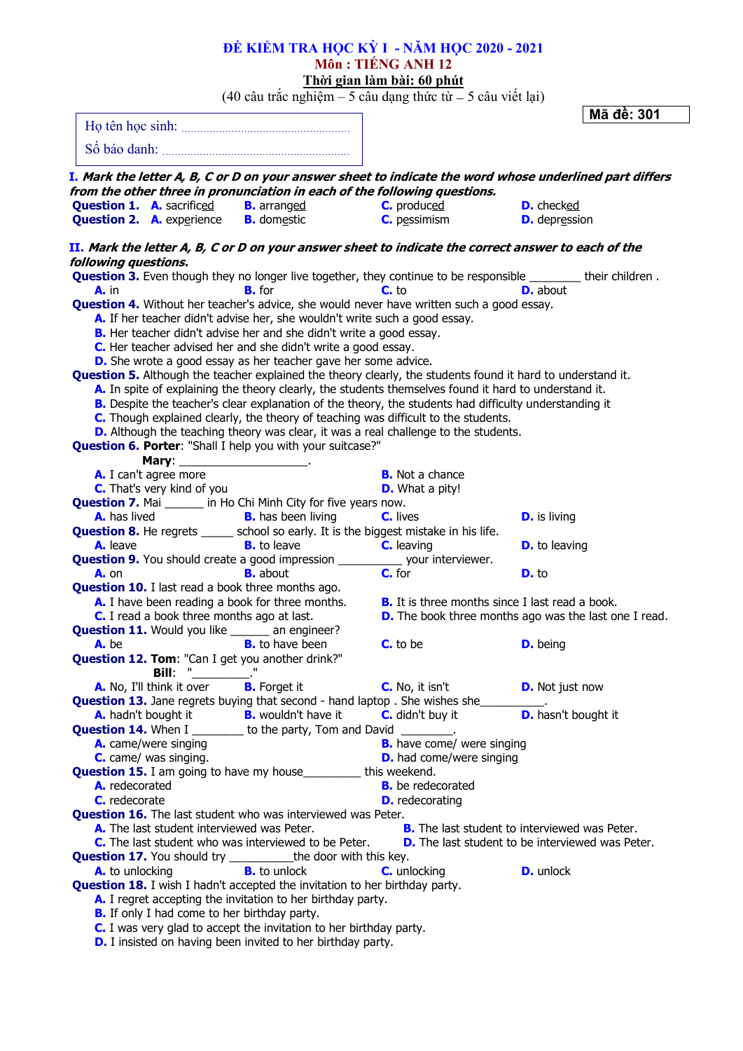**ĐỀ KIỂM TRA HỌC KỲ I - NĂM HỌC 2020 - 2021**

**Môn : TIẾNG ANH 12**

**Thời gian làm bài: 60 phút**

(40 câu trắc nghiệm – 5 câu dạng thức từ – 5 câu viết lại)

**Mã đề: 301**

Họ tên học sinh: ..............................................................

Số báo danh: ..................................................................

**I. *Mark the letter A, B, C or D on your answer sheet to indicate the word whose underlined part differs from the other three in pronunciation in each of the following questions.***

**Question 1.** **A.** sacrificed **B.** arranged **C.** produced **D.** checked

**Question 2.** **A.** experience **B.** domestic **C.** pessimism **D.** depression

**II. *Mark the letter A, B, C or D on your answer sheet to indicate the correct answer to each of the following questions.***

**Question 3.** Even though they no longer live together, they continue to be responsible ________ their children .

**A.** in **B.** for **C.** to **D.** about

**Question 4.** Without her teacher's advice, she would never have written such a good essay.

**A.** If her teacher didn't advise her, she wouldn't write such a good essay.

**B.** Her teacher didn't advise her and she didn't write a good essay.

**C.** Her teacher advised her and she didn't write a good essay.

**D.** She wrote a good essay as her teacher gave her some advice.

**Question 5.** Although the teacher explained the theory clearly, the students found it hard to understand it.

**A.** In spite of explaining the theory clearly, the students themselves found it hard to understand it.

**B.** Despite the teacher's clear explanation of the theory, the students had difficulty understanding it

**C.** Though explained clearly, the theory of teaching was difficult to the students.

**D.** Although the teaching theory was clear, it was a real challenge to the students.

**Question 6. Porter**: "Shall I help you with your suitcase?"

**Mary**: ____________________.

**A.** I can't agree more **B.** Not a chance

**C.** That's very kind of you **D.** What a pity!

**Question 7.** Mai ______ in Ho Chi Minh City for five years now.

**A.** has lived **B.** has been living **C.** lives **D.** is living

**Question 8.** He regrets _____ school so early. It is the biggest mistake in his life.

**A.** leave **B.** to leave **C.** leaving **D.** to leaving

**Question 9.** You should create a good impression __________ your interviewer.

**A.** on **B.** about **C.** for **D.** to

**Question 10.** I last read a book three months ago.

**A.** I have been reading a book for three months. **B.** It is three months since I last read a book.

**C.** I read a book three months ago at last. **D.** The book three months ago was the last one I read.

**Question 11.** Would you like ______ an engineer?

**A.** be **B.** to have been **C.** to be **D.** being

**Question 12. Tom**: "Can I get you another drink?"

**Bill**: "_________."

**A.** No, I'll think it over **B.** Forget it **C.** No, it isn't **D.** Not just now

**Question 13.** Jane regrets buying that second - hand laptop . She wishes she__________.

**A.** hadn't bought it **B.** wouldn't have it **C.** didn't buy it **D.** hasn't bought it

**Question 14.** When I ________ to the party, Tom and David ________.

**A.** came/were singing **B.** have come/ were singing

**C.** came/ was singing. **D.** had come/were singing

**Question 15.** I am going to have my house_________ this weekend.

**A.** redecorated **B.** be redecorated

**C.** redecorate **D.** redecorating

**Question 16.** The last student who was interviewed was Peter.

**A.** The last student interviewed was Peter. **B.** The last student to interviewed was Peter.

**C.** The last student who was interviewed to be Peter. **D.** The last student to be interviewed was Peter.

**Question 17.** You should try __________the door with this key.

**A.** to unlocking **B.** to unlock **C.** unlocking **D.** unlock

**Question 18.** I wish I hadn't accepted the invitation to her birthday party.

**A.** I regret accepting the invitation to her birthday party.

**B.** If only I had come to her birthday party.

**C.** I was very glad to accept the invitation to her birthday party.

**D.** I insisted on having been invited to her birthday party.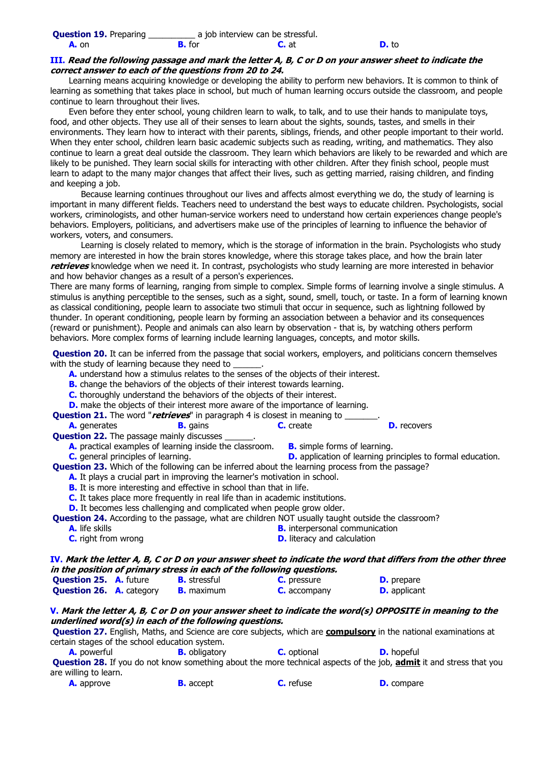**Question 19.** Preparing __________ a job interview can be stressful.

**A.** on **B.** for **C.** at **D.** to

**III.** ***Read the following passage and mark the letter A, B, C or D on your answer sheet to indicate the correct answer to each of the questions from 20 to 24.***

Learning means acquiring knowledge or developing the ability to perform new behaviors. It is common to think of learning as something that takes place in school, but much of human learning occurs outside the classroom, and people continue to learn throughout their lives.

Even before they enter school, young children learn to walk, to talk, and to use their hands to manipulate toys, food, and other objects. They use all of their senses to learn about the sights, sounds, tastes, and smells in their environments. They learn how to interact with their parents, siblings, friends, and other people important to their world. When they enter school, children learn basic academic subjects such as reading, writing, and mathematics. They also continue to learn a great deal outside the classroom. They learn which behaviors are likely to be rewarded and which are likely to be punished. They learn social skills for interacting with other children. After they finish school, people must learn to adapt to the many major changes that affect their lives, such as getting married, raising children, and finding and keeping a job.

Because learning continues throughout our lives and affects almost everything we do, the study of learning is important in many different fields. Teachers need to understand the best ways to educate children. Psychologists, social workers, criminologists, and other human-service workers need to understand how certain experiences change people's behaviors. Employers, politicians, and advertisers make use of the principles of learning to influence the behavior of workers, voters, and consumers.

Learning is closely related to memory, which is the storage of information in the brain. Psychologists who study memory are interested in how the brain stores knowledge, where this storage takes place, and how the brain later ***retrieves*** knowledge when we need it. In contrast, psychologists who study learning are more interested in behavior and how behavior changes as a result of a person's experiences.

There are many forms of learning, ranging from simple to complex. Simple forms of learning involve a single stimulus. A stimulus is anything perceptible to the senses, such as a sight, sound, smell, touch, or taste. In a form of learning known as classical conditioning, people learn to associate two stimuli that occur in sequence, such as lightning followed by thunder. In operant conditioning, people learn by forming an association between a behavior and its consequences (reward or punishment). People and animals can also learn by observation - that is, by watching others perform behaviors. More complex forms of learning include learning languages, concepts, and motor skills.

**Question 20.** It can be inferred from the passage that social workers, employers, and politicians concern themselves with the study of learning because they need to ______.

**A.** understand how a stimulus relates to the senses of the objects of their interest.
**B.** change the behaviors of the objects of their interest towards learning.
**C.** thoroughly understand the behaviors of the objects of their interest.
**D.** make the objects of their interest more aware of the importance of learning.

**Question 21.** The word "***retrieves***" in paragraph 4 is closest in meaning to _______.

**A.** generates **B.** gains **C.** create **D.** recovers

**Question 22.** The passage mainly discusses ______.

**A.** practical examples of learning inside the classroom.
**B.** simple forms of learning.
**C.** general principles of learning.
**D.** application of learning principles to formal education.

**Question 23.** Which of the following can be inferred about the learning process from the passage?

**A.** It plays a crucial part in improving the learner's motivation in school.
**B.** It is more interesting and effective in school than that in life.
**C.** It takes place more frequently in real life than in academic institutions.
**D.** It becomes less challenging and complicated when people grow older.

**Question 24.** According to the passage, what are children NOT usually taught outside the classroom?

**A.** life skills
**B.** interpersonal communication
**C.** right from wrong
**D.** literacy and calculation

**IV.** ***Mark the letter A, B, C or D on your answer sheet to indicate the word that differs from the other three in the position of primary stress in each of the following questions.***

**Question 25.** **A.** future **B.** stressful **C.** pressure **D.** prepare

**Question 26.** **A.** category **B.** maximum **C.** accompany **D.** applicant

**V.** ***Mark the letter A, B, C or D on your answer sheet to indicate the word(s) OPPOSITE in meaning to the underlined word(s) in each of the following questions.***

**Question 27.** English, Maths, and Science are core subjects, which are **compulsory** in the national examinations at certain stages of the school education system.

**A.** powerful **B.** obligatory **C.** optional **D.** hopeful

**Question 28.** If you do not know something about the more technical aspects of the job, **admit** it and stress that you are willing to learn.

**A.** approve **B.** accept **C.** refuse **D.** compare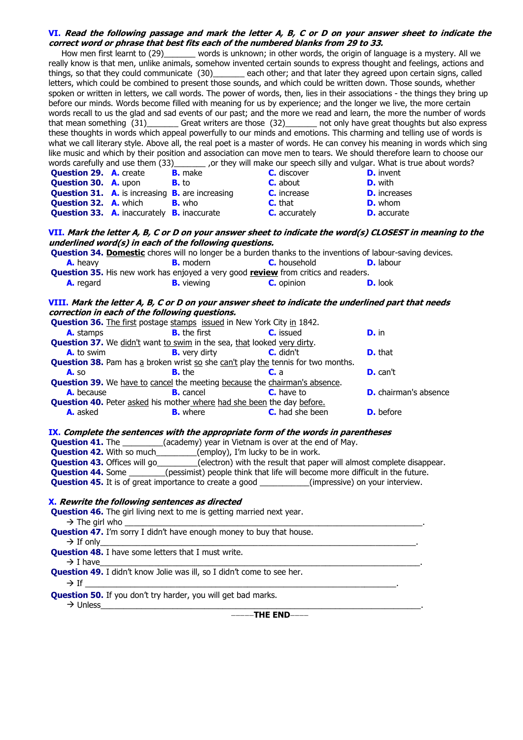**VI. *Read the following passage and mark the letter A, B, C or D on your answer sheet to indicate the correct word or phrase that best fits each of the numbered blanks from 29 to 33.***

How men first learnt to (29)_______ words is unknown; in other words, the origin of language is a mystery. All we really know is that men, unlike animals, somehow invented certain sounds to express thought and feelings, actions and things, so that they could communicate (30)_______ each other; and that later they agreed upon certain signs, called letters, which could be combined to present those sounds, and which could be written down. Those sounds, whether spoken or written in letters, we call words. The power of words, then, lies in their associations - the things they bring up before our minds. Words become filled with meaning for us by experience; and the longer we live, the more certain words recall to us the glad and sad events of our past; and the more we read and learn, the more the number of words that mean something (31)_______ Great writers are those (32)_______ not only have great thoughts but also express these thoughts in words which appeal powerfully to our minds and emotions. This charming and telling use of words is what we call literary style. Above all, the real poet is a master of words. He can convey his meaning in words which sing like music and which by their position and association can move men to tears. We should therefore learn to choose our words carefully and use them (33)_______ ,or they will make our speech silly and vulgar. What is true about words?

| | | | | |
|---|---|---|---|---|
| **Question 29.** | **A.** create | **B.** make | **C.** discover | **D.** invent |
| **Question 30.** | **A.** upon | **B.** to | **C.** about | **D.** with |
| **Question 31.** | **A.** is increasing | **B.** are increasing | **C.** increase | **D.** increases |
| **Question 32.** | **A.** which | **B.** who | **C.** that | **D.** whom |
| **Question 33.** | **A.** inaccurately | **B.** inaccurate | **C.** accurately | **D.** accurate |

**VII. *Mark the letter A, B, C or D on your answer sheet to indicate the word(s) CLOSEST in meaning to the underlined word(s) in each of the following questions.***

**Question 34.** <u>**Domestic**</u> chores will no longer be a burden thanks to the inventions of labour-saving devices.

**A.** heavy  **B.** modern  **C.** household  **D.** labour

**Question 35.** His new work has enjoyed a very good <u>**review**</u> from critics and readers.

**A.** regard  **B.** viewing  **C.** opinion  **D.** look

**VIII. *Mark the letter A, B, C or D on your answer sheet to indicate the underlined part that needs correction in each of the following questions.***

**Question 36.** <u>The first</u> postage <u>stamps</u> <u>issued</u> in New York City <u>in</u> 1842.

**A.** stamps  **B.** the first  **C.** issued  **D.** in

**Question 37.** We <u>didn't</u> want <u>to swim</u> in the sea, <u>that</u> looked <u>very dirty</u>.

**A.** to swim  **B.** very dirty  **C.** didn't  **D.** that

**Question 38.** Pam has <u>a</u> broken wrist <u>so</u> she <u>can't</u> play <u>the</u> tennis for two months.

**A.** so  **B.** the  **C.** a  **D.** can't

**Question 39.** We <u>have to</u> <u>cancel</u> the meeting <u>because</u> the <u>chairman's absence</u>.

**A.** because  **B.** cancel  **C.** have to  **D.** chairman's absence

**Question 40.** Peter <u>asked</u> his mother <u>where</u> <u>had she been</u> the day <u>before.</u>

**A.** asked  **B.** where  **C.** had she been  **D.** before

**IX. *Complete the sentences with the appropriate form of the words in parentheses***

**Question 41.** The _________(academy) year in Vietnam is over at the end of May.

**Question 42.** With so much_________(employ), I'm lucky to be in work.

**Question 43.** Offices will go_________(electron) with the result that paper will almost complete disappear.

**Question 44.** Some ________(pessimist) people think that life will become more difficult in the future.

**Question 45.** It is of great importance to create a good ___________(impressive) on your interview.

**X. *Rewrite the following sentences as directed***

**Question 46.** The girl living next to me is getting married next year.

→ The girl who ______________________________________________________________________.

**Question 47.** I'm sorry I didn't have enough money to buy that house.

→ If only______________________________________________________________________.

**Question 48.** I have some letters that I must write.

→ I have______________________________________________________________________.

**Question 49.** I didn't know Jolie was ill, so I didn't come to see her.

→ If ______________________________________________________________________.

**Question 50.** If you don't try harder, you will get bad marks.

→ Unless______________________________________________________________________.

-----**THE END**-----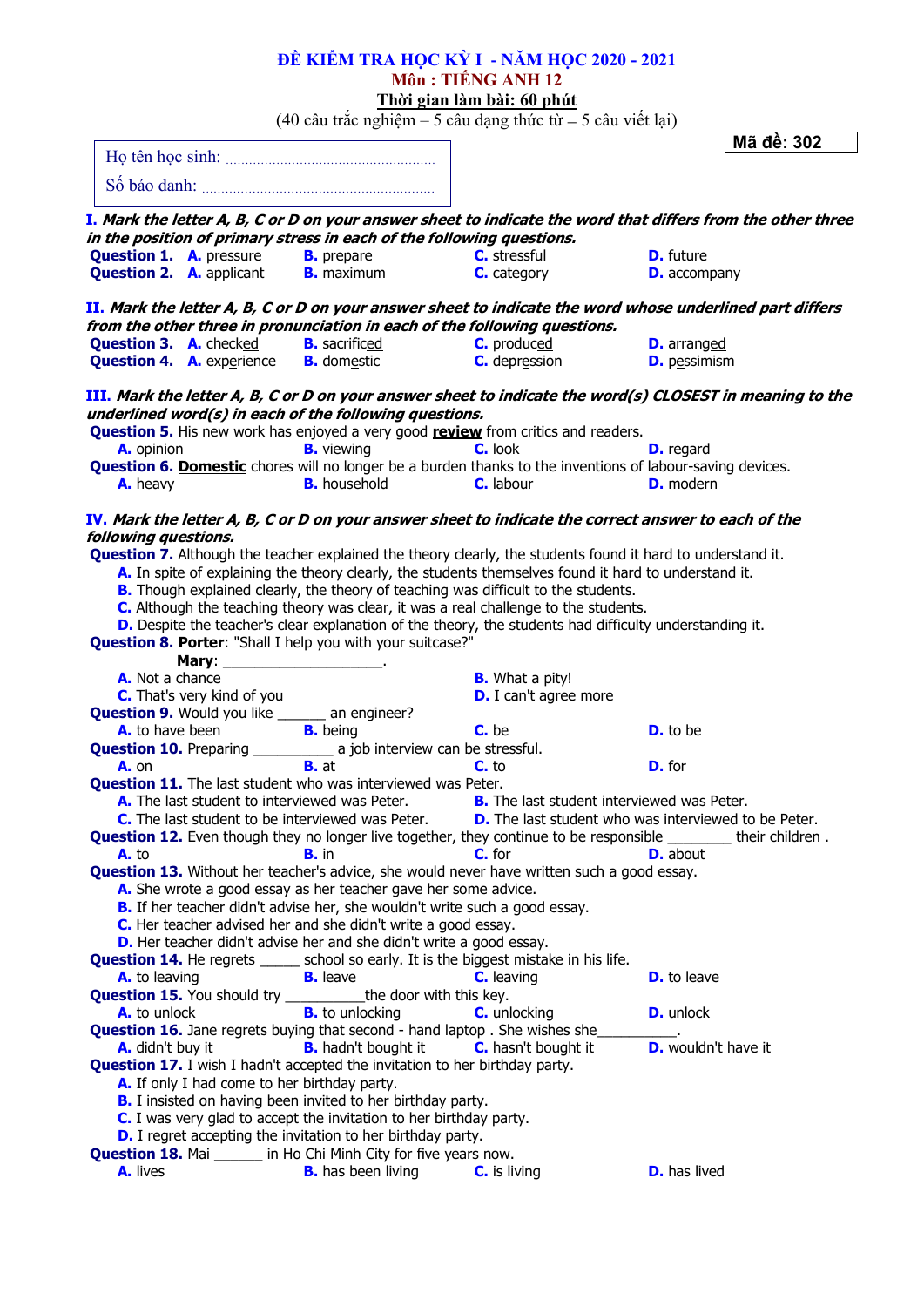**ĐỀ KIỂM TRA HỌC KỲ I - NĂM HỌC 2020 - 2021**

**Môn : TIẾNG ANH 12**

**Thời gian làm bài: 60 phút**

(40 câu trắc nghiệm – 5 câu dạng thức từ – 5 câu viết lại)

Họ tên học sinh: ..........................................................

Số báo danh: ..............................................................

**Mã đề: 302**

**I. *Mark the letter A, B, C or D on your answer sheet to indicate the word that differs from the other three in the position of primary stress in each of the following questions.***

**Question 1.** **A.** pressure **B.** prepare **C.** stressful **D.** future

**Question 2.** **A.** applicant **B.** maximum **C.** category **D.** accompany

**II. *Mark the letter A, B, C or D on your answer sheet to indicate the word whose underlined part differs from the other three in pronunciation in each of the following questions.***

**Question 3.** **A.** check<u>ed</u> **B.** sacrific<u>ed</u> **C.** produc<u>ed</u> **D.** arrang<u>ed</u>

**Question 4.** **A.** exp<u>e</u>rience **B.** dom<u>e</u>stic **C.** d<u>e</u>pression **D.** p<u>e</u>ssimism

**III. *Mark the letter A, B, C or D on your answer sheet to indicate the word(s) CLOSEST in meaning to the underlined word(s) in each of the following questions.***

**Question 5.** His new work has enjoyed a very good **<u>review</u>** from critics and readers.

**A.** opinion **B.** viewing **C.** look **D.** regard

**Question 6.** **<u>Domestic</u>** chores will no longer be a burden thanks to the inventions of labour-saving devices.

**A.** heavy **B.** household **C.** labour **D.** modern

**IV. *Mark the letter A, B, C or D on your answer sheet to indicate the correct answer to each of the following questions.***

**Question 7.** Although the teacher explained the theory clearly, the students found it hard to understand it.

**A.** In spite of explaining the theory clearly, the students themselves found it hard to understand it.

**B.** Though explained clearly, the theory of teaching was difficult to the students.

**C.** Although the teaching theory was clear, it was a real challenge to the students.

**D.** Despite the teacher's clear explanation of the theory, the students had difficulty understanding it.

**Question 8.** **Porter**: "Shall I help you with your suitcase?"

**Mary**: ____________________.

**A.** Not a chance **B.** What a pity!

**C.** That's very kind of you **D.** I can't agree more

**Question 9.** Would you like ______ an engineer?

**A.** to have been **B.** being **C.** be **D.** to be

**Question 10.** Preparing __________ a job interview can be stressful.

**A.** on **B.** at **C.** to **D.** for

**Question 11.** The last student who was interviewed was Peter.

**A.** The last student to interviewed was Peter. **B.** The last student interviewed was Peter.

**C.** The last student to be interviewed was Peter. **D.** The last student who was interviewed to be Peter.

**Question 12.** Even though they no longer live together, they continue to be responsible ________ their children .

**A.** to **B.** in **C.** for **D.** about

**Question 13.** Without her teacher's advice, she would never have written such a good essay.

**A.** She wrote a good essay as her teacher gave her some advice.

**B.** If her teacher didn't advise her, she wouldn't write such a good essay.

**C.** Her teacher advised her and she didn't write a good essay.

**D.** Her teacher didn't advise her and she didn't write a good essay.

**Question 14.** He regrets _____ school so early. It is the biggest mistake in his life.

**A.** to leaving **B.** leave **C.** leaving **D.** to leave

**Question 15.** You should try __________the door with this key.

**A.** to unlock **B.** to unlocking **C.** unlocking **D.** unlock

**Question 16.** Jane regrets buying that second - hand laptop . She wishes she__________.

**A.** didn't buy it **B.** hadn't bought it **C.** hasn't bought it **D.** wouldn't have it

**Question 17.** I wish I hadn't accepted the invitation to her birthday party.

**A.** If only I had come to her birthday party.

**B.** I insisted on having been invited to her birthday party.

**C.** I was very glad to accept the invitation to her birthday party.

**D.** I regret accepting the invitation to her birthday party.

**Question 18.** Mai ______ in Ho Chi Minh City for five years now.

**A.** lives **B.** has been living **C.** is living **D.** has lived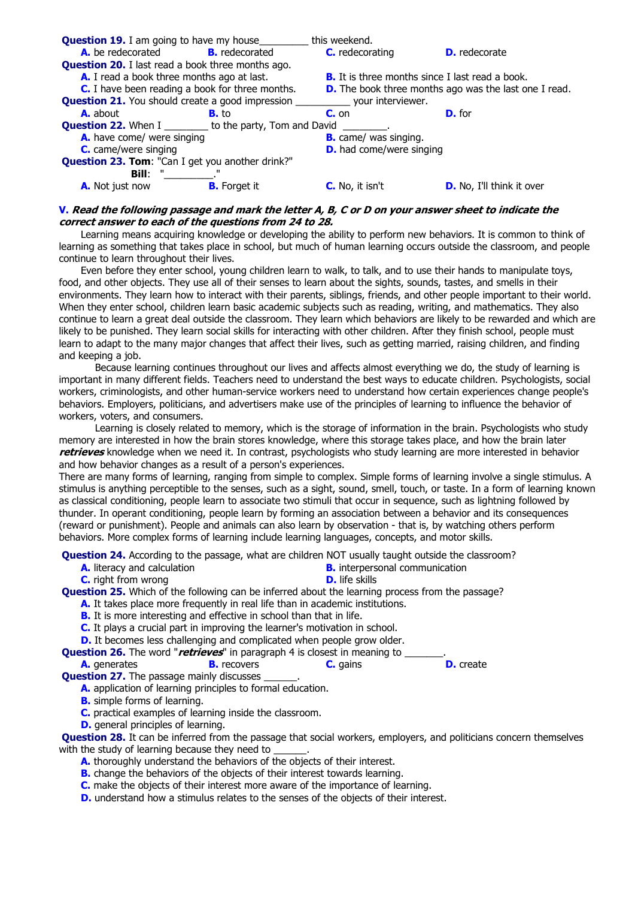**Question 19.** I am going to have my house_________ this weekend.

**A.** be redecorated  **B.** redecorated  **C.** redecorating  **D.** redecorate

**Question 20.** I last read a book three months ago.

**A.** I read a book three months ago at last.

**B.** It is three months since I last read a book.

**C.** I have been reading a book for three months.

**D.** The book three months ago was the last one I read.

**Question 21.** You should create a good impression __________ your interviewer.

**A.** about  **B.** to  **C.** on  **D.** for

**Question 22.** When I ________ to the party, Tom and David ________.

**A.** have come/ were singing

**B.** came/ was singing.

**C.** came/were singing

**D.** had come/were singing

**Question 23.** **Tom**: "Can I get you another drink?"

**Bill**: "_________."

**A.** Not just now  **B.** Forget it  **C.** No, it isn't  **D.** No, I'll think it over

**V.** ***Read the following passage and mark the letter A, B, C or D on your answer sheet to indicate the correct answer to each of the questions from 24 to 28.***

Learning means acquiring knowledge or developing the ability to perform new behaviors. It is common to think of learning as something that takes place in school, but much of human learning occurs outside the classroom, and people continue to learn throughout their lives.

Even before they enter school, young children learn to walk, to talk, and to use their hands to manipulate toys, food, and other objects. They use all of their senses to learn about the sights, sounds, tastes, and smells in their environments. They learn how to interact with their parents, siblings, friends, and other people important to their world. When they enter school, children learn basic academic subjects such as reading, writing, and mathematics. They also continue to learn a great deal outside the classroom. They learn which behaviors are likely to be rewarded and which are likely to be punished. They learn social skills for interacting with other children. After they finish school, people must learn to adapt to the many major changes that affect their lives, such as getting married, raising children, and finding and keeping a job.

Because learning continues throughout our lives and affects almost everything we do, the study of learning is important in many different fields. Teachers need to understand the best ways to educate children. Psychologists, social workers, criminologists, and other human-service workers need to understand how certain experiences change people's behaviors. Employers, politicians, and advertisers make use of the principles of learning to influence the behavior of workers, voters, and consumers.

Learning is closely related to memory, which is the storage of information in the brain. Psychologists who study memory are interested in how the brain stores knowledge, where this storage takes place, and how the brain later ***retrieves*** knowledge when we need it. In contrast, psychologists who study learning are more interested in behavior and how behavior changes as a result of a person's experiences.

There are many forms of learning, ranging from simple to complex. Simple forms of learning involve a single stimulus. A stimulus is anything perceptible to the senses, such as a sight, sound, smell, touch, or taste. In a form of learning known as classical conditioning, people learn to associate two stimuli that occur in sequence, such as lightning followed by thunder. In operant conditioning, people learn by forming an association between a behavior and its consequences (reward or punishment). People and animals can also learn by observation - that is, by watching others perform behaviors. More complex forms of learning include learning languages, concepts, and motor skills.

**Question 24.** According to the passage, what are children NOT usually taught outside the classroom?

**A.** literacy and calculation

**B.** interpersonal communication

**C.** right from wrong

**D.** life skills

**Question 25.** Which of the following can be inferred about the learning process from the passage?

**A.** It takes place more frequently in real life than in academic institutions.

**B.** It is more interesting and effective in school than that in life.

**C.** It plays a crucial part in improving the learner's motivation in school.

**D.** It becomes less challenging and complicated when people grow older.

**Question 26.** The word "***retrieves***" in paragraph 4 is closest in meaning to _______.

**A.** generates  **B.** recovers  **C.** gains  **D.** create

**Question 27.** The passage mainly discusses ______.

**A.** application of learning principles to formal education.

**B.** simple forms of learning.

**C.** practical examples of learning inside the classroom.

**D.** general principles of learning.

**Question 28.** It can be inferred from the passage that social workers, employers, and politicians concern themselves with the study of learning because they need to ______.

**A.** thoroughly understand the behaviors of the objects of their interest.

**B.** change the behaviors of the objects of their interest towards learning.

**C.** make the objects of their interest more aware of the importance of learning.

**D.** understand how a stimulus relates to the senses of the objects of their interest.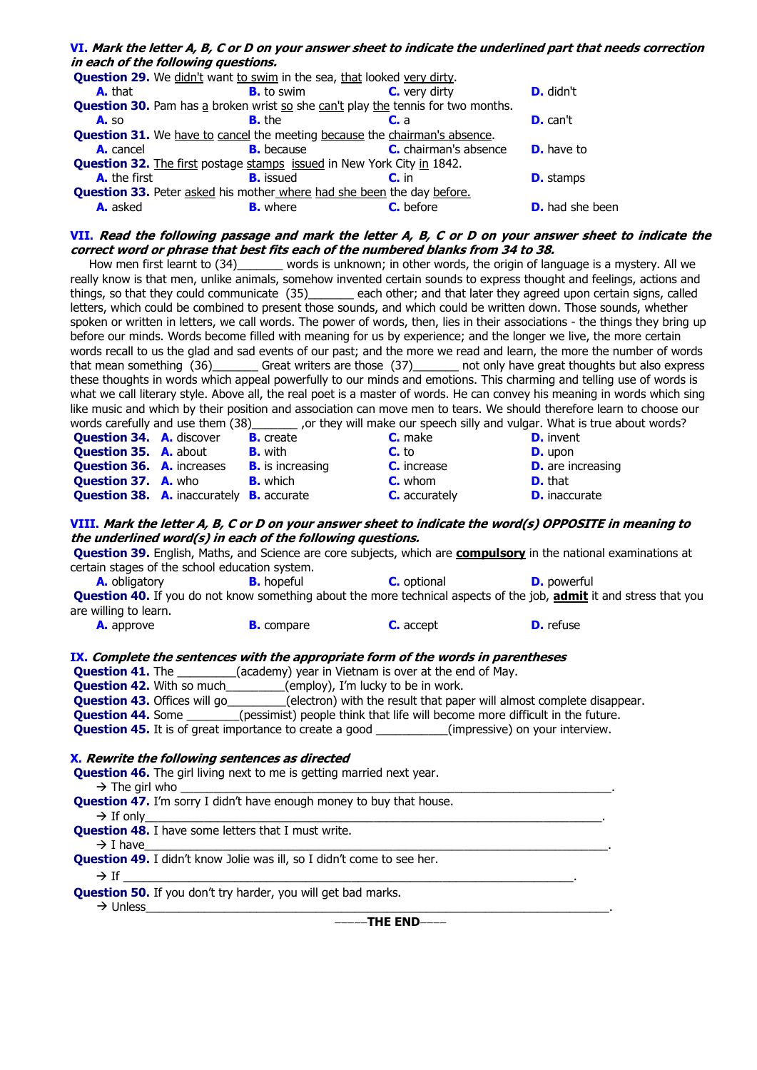**VI.** ***Mark the letter A, B, C or D on your answer sheet to indicate the underlined part that needs correction in each of the following questions.***

**Question 29.** We didn't want to swim in the sea, that looked very dirty.

**A.** that **B.** to swim **C.** very dirty **D.** didn't

**Question 30.** Pam has a broken wrist so she can't play the tennis for two months.

**A.** so **B.** the **C.** a **D.** can't

**Question 31.** We have to cancel the meeting because the chairman's absence.

**A.** cancel **B.** because **C.** chairman's absence **D.** have to

**Question 32.** The first postage stamps issued in New York City in 1842.

**A.** the first **B.** issued **C.** in **D.** stamps

**Question 33.** Peter asked his mother where had she been the day before.

**A.** asked **B.** where **C.** before **D.** had she been

**VII.** ***Read the following passage and mark the letter A, B, C or D on your answer sheet to indicate the correct word or phrase that best fits each of the numbered blanks from 34 to 38.***

How men first learnt to (34)_______ words is unknown; in other words, the origin of language is a mystery. All we really know is that men, unlike animals, somehow invented certain sounds to express thought and feelings, actions and things, so that they could communicate (35)_______ each other; and that later they agreed upon certain signs, called letters, which could be combined to present those sounds, and which could be written down. Those sounds, whether spoken or written in letters, we call words. The power of words, then, lies in their associations - the things they bring up before our minds. Words become filled with meaning for us by experience; and the longer we live, the more certain words recall to us the glad and sad events of our past; and the more we read and learn, the more the number of words that mean something (36)_______ Great writers are those (37)_______ not only have great thoughts but also express these thoughts in words which appeal powerfully to our minds and emotions. This charming and telling use of words is what we call literary style. Above all, the real poet is a master of words. He can convey his meaning in words which sing like music and which by their position and association can move men to tears. We should therefore learn to choose our words carefully and use them (38)_______ ,or they will make our speech silly and vulgar. What is true about words?

**Question 34.** **A.** discover **B.** create **C.** make **D.** invent

**Question 35.** **A.** about **B.** with **C.** to **D.** upon

**Question 36.** **A.** increases **B.** is increasing **C.** increase **D.** are increasing

**Question 37.** **A.** who **B.** which **C.** whom **D.** that

**Question 38.** **A.** inaccurately **B.** accurate **C.** accurately **D.** inaccurate

**VIII.** ***Mark the letter A, B, C or D on your answer sheet to indicate the word(s) OPPOSITE in meaning to the underlined word(s) in each of the following questions.***

**Question 39.** English, Maths, and Science are core subjects, which are **compulsory** in the national examinations at certain stages of the school education system.

**A.** obligatory **B.** hopeful **C.** optional **D.** powerful

**Question 40.** If you do not know something about the more technical aspects of the job, **admit** it and stress that you are willing to learn.

**A.** approve **B.** compare **C.** accept **D.** refuse

**IX.** ***Complete the sentences with the appropriate form of the words in parentheses***

**Question 41.** The _________(academy) year in Vietnam is over at the end of May.

**Question 42.** With so much_________(employ), I'm lucky to be in work.

**Question 43.** Offices will go_________(electron) with the result that paper will almost complete disappear.

**Question 44.** Some ________(pessimist) people think that life will become more difficult in the future.

**Question 45.** It is of great importance to create a good ___________(impressive) on your interview.

**X.** ***Rewrite the following sentences as directed***

**Question 46.** The girl living next to me is getting married next year.

→ The girl who ________________________________________________________________.

**Question 47.** I'm sorry I didn't have enough money to buy that house.

→ If only_______________________________________________________________.

**Question 48.** I have some letters that I must write.

→ I have________________________________________________________________.

**Question 49.** I didn't know Jolie was ill, so I didn't come to see her.

→ If __________________________________________________________.

**Question 50.** If you don't try harder, you will get bad marks.

→ Unless________________________________________________________________.

-----**THE END**-----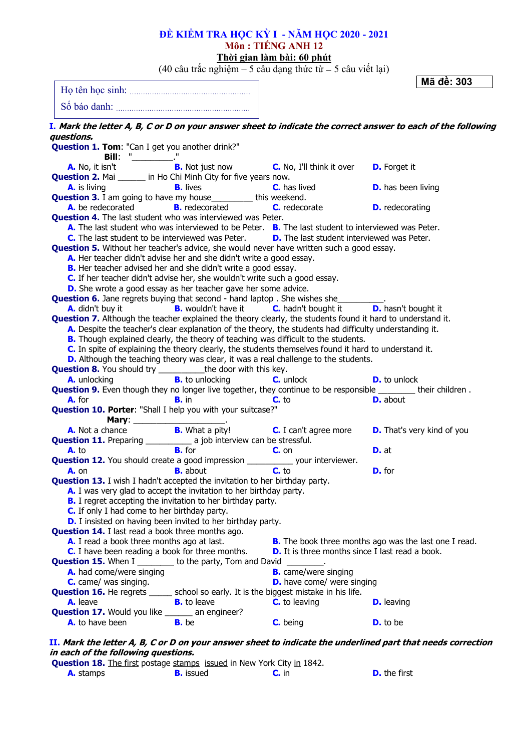# ĐỀ KIỂM TRA HỌC KỲ I - NĂM HỌC 2020 - 2021

## Môn : TIẾNG ANH 12

**Thời gian làm bài: 60 phút**

(40 câu trắc nghiệm – 5 câu dạng thức từ – 5 câu viết lại)

**Mã đề: 303**

Họ tên học sinh: ...........................................................

Số báo danh: ...................................................................

**I. *Mark the letter A, B, C or D on your answer sheet to indicate the correct answer to each of the following questions.***

**Question 1. Tom**: "Can I get you another drink?"
**Bill**: "_________."
**A.** No, it isn't **B.** Not just now **C.** No, I'll think it over **D.** Forget it

**Question 2.** Mai ______ in Ho Chi Minh City for five years now.
**A.** is living **B.** lives **C.** has lived **D.** has been living

**Question 3.** I am going to have my house_________ this weekend.
**A.** be redecorated **B.** redecorated **C.** redecorate **D.** redecorating

**Question 4.** The last student who was interviewed was Peter.
**A.** The last student who was interviewed to be Peter.
**B.** The last student to interviewed was Peter.
**C.** The last student to be interviewed was Peter.
**D.** The last student interviewed was Peter.

**Question 5.** Without her teacher's advice, she would never have written such a good essay.
**A.** Her teacher didn't advise her and she didn't write a good essay.
**B.** Her teacher advised her and she didn't write a good essay.
**C.** If her teacher didn't advise her, she wouldn't write such a good essay.
**D.** She wrote a good essay as her teacher gave her some advice.

**Question 6.** Jane regrets buying that second - hand laptop . She wishes she__________.
**A.** didn't buy it **B.** wouldn't have it **C.** hadn't bought it **D.** hasn't bought it

**Question 7.** Although the teacher explained the theory clearly, the students found it hard to understand it.
**A.** Despite the teacher's clear explanation of the theory, the students had difficulty understanding it.
**B.** Though explained clearly, the theory of teaching was difficult to the students.
**C.** In spite of explaining the theory clearly, the students themselves found it hard to understand it.
**D.** Although the teaching theory was clear, it was a real challenge to the students.

**Question 8.** You should try __________the door with this key.
**A.** unlocking **B.** to unlocking **C.** unlock **D.** to unlock

**Question 9.** Even though they no longer live together, they continue to be responsible ________ their children .
**A.** for **B.** in **C.** to **D.** about

**Question 10. Porter**: "Shall I help you with your suitcase?"
**Mary**: ___________________.
**A.** Not a chance **B.** What a pity! **C.** I can't agree more **D.** That's very kind of you

**Question 11.** Preparing __________ a job interview can be stressful.
**A.** to **B.** for **C.** on **D.** at

**Question 12.** You should create a good impression __________ your interviewer.
**A.** on **B.** about **C.** to **D.** for

**Question 13.** I wish I hadn't accepted the invitation to her birthday party.
**A.** I was very glad to accept the invitation to her birthday party.
**B.** I regret accepting the invitation to her birthday party.
**C.** If only I had come to her birthday party.
**D.** I insisted on having been invited to her birthday party.

**Question 14.** I last read a book three months ago.
**A.** I read a book three months ago at last.
**B.** The book three months ago was the last one I read.
**C.** I have been reading a book for three months.
**D.** It is three months since I last read a book.

**Question 15.** When I ________ to the party, Tom and David ________.
**A.** had come/were singing **B.** came/were singing
**C.** came/ was singing. **D.** have come/ were singing

**Question 16.** He regrets _____ school so early. It is the biggest mistake in his life.
**A.** leave **B.** to leave **C.** to leaving **D.** leaving

**Question 17.** Would you like ______ an engineer?
**A.** to have been **B.** be **C.** being **D.** to be

**II. *Mark the letter A, B, C or D on your answer sheet to indicate the underlined part that needs correction in each of the following questions.***

**Question 18.** The first postage stamps issued in New York City in 1842.
**A.** stamps **B.** issued **C.** in **D.** the first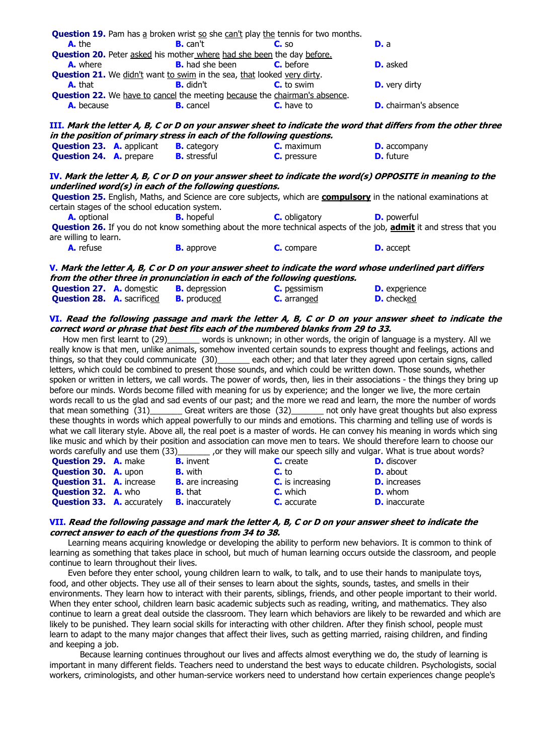**Question 19.** Pam has <u>a</u> broken wrist <u>so</u> she <u>can't</u> play <u>the</u> tennis for two months.

**A.** the **B.** can't **C.** so **D.** a

**Question 20.** Peter <u>asked</u> his mother <u>where</u> <u>had she been</u> the day <u>before.</u>

**A.** where **B.** had she been **C.** before **D.** asked

**Question 21.** We <u>didn't</u> want <u>to swim</u> in the sea, <u>that</u> looked <u>very dirty</u>.

**A.** that **B.** didn't **C.** to swim **D.** very dirty

**Question 22.** We <u>have to</u> <u>cancel</u> the meeting <u>because</u> the <u>chairman's absence</u>.

**A.** because **B.** cancel **C.** have to **D.** chairman's absence

### III. *Mark the letter A, B, C or D on your answer sheet to indicate the word that differs from the other three in the position of primary stress in each of the following questions.*

**Question 23.** **A.** applicant **B.** category **C.** maximum **D.** accompany

**Question 24.** **A.** prepare **B.** stressful **C.** pressure **D.** future

### IV. *Mark the letter A, B, C or D on your answer sheet to indicate the word(s) OPPOSITE in meaning to the underlined word(s) in each of the following questions.*

**Question 25.** English, Maths, and Science are core subjects, which are **<u>compulsory</u>** in the national examinations at certain stages of the school education system.

**A.** optional **B.** hopeful **C.** obligatory **D.** powerful

**Question 26.** If you do not know something about the more technical aspects of the job, **<u>admit</u>** it and stress that you are willing to learn.

**A.** refuse **B.** approve **C.** compare **D.** accept

### V. *Mark the letter A, B, C or D on your answer sheet to indicate the word whose underlined part differs from the other three in pronunciation in each of the following questions.*

**Question 27.** **A.** dom<u>e</u>stic **B.** depr<u>e</u>ssion **C.** p<u>e</u>ssimism **D.** exp<u>e</u>rience

**Question 28.** **A.** sacrific<u>ed</u> **B.** produc<u>ed</u> **C.** arrang<u>ed</u> **D.** check<u>ed</u>

### VI. *Read the following passage and mark the letter A, B, C or D on your answer sheet to indicate the correct word or phrase that best fits each of the numbered blanks from 29 to 33.*

How men first learnt to (29)_______ words is unknown; in other words, the origin of language is a mystery. All we really know is that men, unlike animals, somehow invented certain sounds to express thought and feelings, actions and things, so that they could communicate (30)_______ each other; and that later they agreed upon certain signs, called letters, which could be combined to present those sounds, and which could be written down. Those sounds, whether spoken or written in letters, we call words. The power of words, then, lies in their associations - the things they bring up before our minds. Words become filled with meaning for us by experience; and the longer we live, the more certain words recall to us the glad and sad events of our past; and the more we read and learn, the more the number of words that mean something (31)_______ Great writers are those (32)_______ not only have great thoughts but also express these thoughts in words which appeal powerfully to our minds and emotions. This charming and telling use of words is what we call literary style. Above all, the real poet is a master of words. He can convey his meaning in words which sing like music and which by their position and association can move men to tears. We should therefore learn to choose our words carefully and use them (33)_______ ,or they will make our speech silly and vulgar. What is true about words?

**Question 29.** **A.** make **B.** invent **C.** create **D.** discover

**Question 30.** **A.** upon **B.** with **C.** to **D.** about

**Question 31.** **A.** increase **B.** are increasing **C.** is increasing **D.** increases

**Question 32.** **A.** who **B.** that **C.** which **D.** whom

**Question 33.** **A.** accurately **B.** inaccurately **C.** accurate **D.** inaccurate

### VII. *Read the following passage and mark the letter A, B, C or D on your answer sheet to indicate the correct answer to each of the questions from 34 to 38.*

Learning means acquiring knowledge or developing the ability to perform new behaviors. It is common to think of learning as something that takes place in school, but much of human learning occurs outside the classroom, and people continue to learn throughout their lives.

Even before they enter school, young children learn to walk, to talk, and to use their hands to manipulate toys, food, and other objects. They use all of their senses to learn about the sights, sounds, tastes, and smells in their environments. They learn how to interact with their parents, siblings, friends, and other people important to their world. When they enter school, children learn basic academic subjects such as reading, writing, and mathematics. They also continue to learn a great deal outside the classroom. They learn which behaviors are likely to be rewarded and which are likely to be punished. They learn social skills for interacting with other children. After they finish school, people must learn to adapt to the many major changes that affect their lives, such as getting married, raising children, and finding and keeping a job.

Because learning continues throughout our lives and affects almost everything we do, the study of learning is important in many different fields. Teachers need to understand the best ways to educate children. Psychologists, social workers, criminologists, and other human-service workers need to understand how certain experiences change people's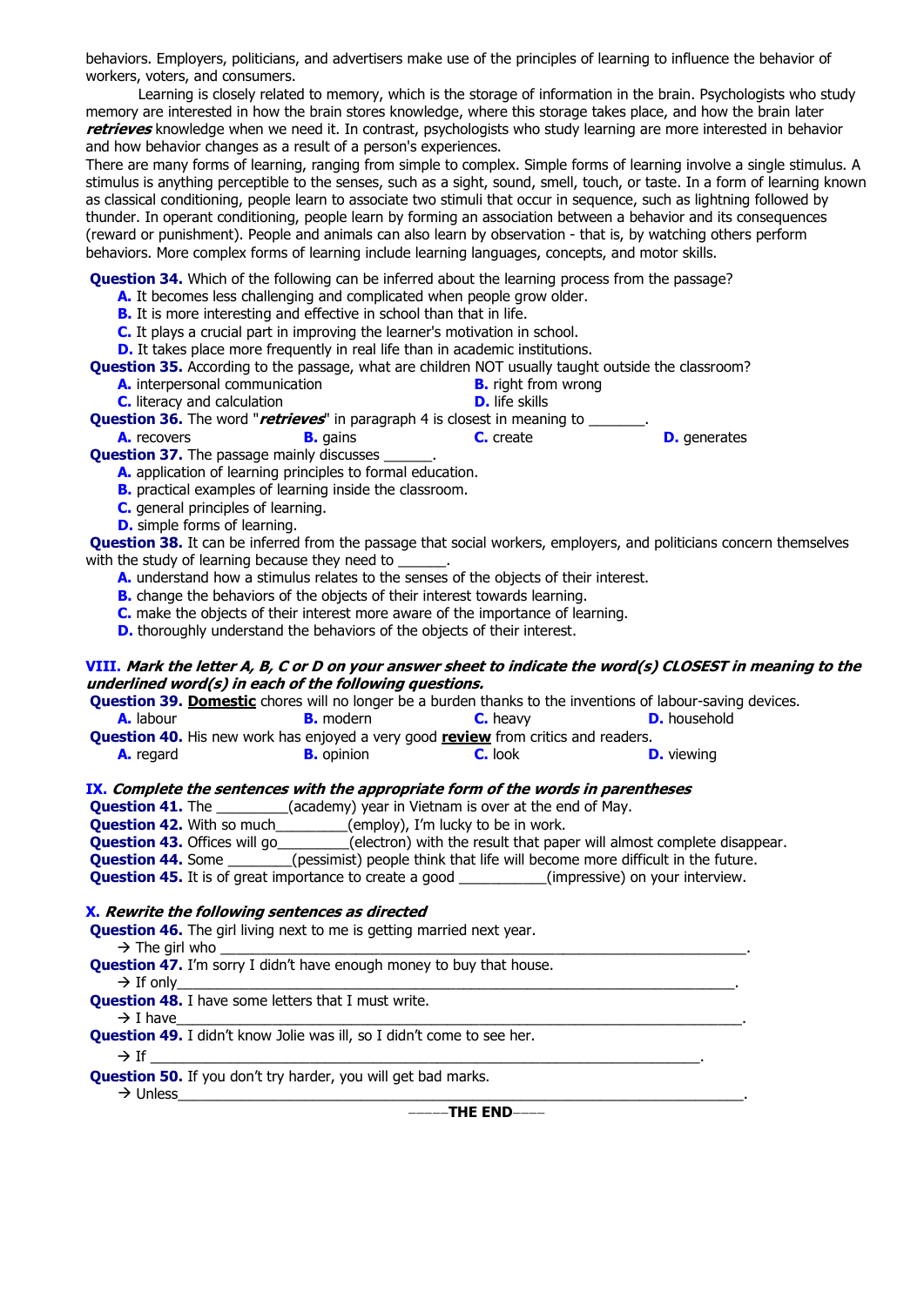behaviors. Employers, politicians, and advertisers make use of the principles of learning to influence the behavior of workers, voters, and consumers.

Learning is closely related to memory, which is the storage of information in the brain. Psychologists who study memory are interested in how the brain stores knowledge, where this storage takes place, and how the brain later ***retrieves*** knowledge when we need it. In contrast, psychologists who study learning are more interested in behavior and how behavior changes as a result of a person's experiences.

There are many forms of learning, ranging from simple to complex. Simple forms of learning involve a single stimulus. A stimulus is anything perceptible to the senses, such as a sight, sound, smell, touch, or taste. In a form of learning known as classical conditioning, people learn to associate two stimuli that occur in sequence, such as lightning followed by thunder. In operant conditioning, people learn by forming an association between a behavior and its consequences (reward or punishment). People and animals can also learn by observation - that is, by watching others perform behaviors. More complex forms of learning include learning languages, concepts, and motor skills.

**Question 34.** Which of the following can be inferred about the learning process from the passage?
**A.** It becomes less challenging and complicated when people grow older.
**B.** It is more interesting and effective in school than that in life.
**C.** It plays a crucial part in improving the learner's motivation in school.
**D.** It takes place more frequently in real life than in academic institutions.

**Question 35.** According to the passage, what are children NOT usually taught outside the classroom?
**A.** interpersonal communication
**B.** right from wrong
**C.** literacy and calculation
**D.** life skills

**Question 36.** The word "***retrieves***" in paragraph 4 is closest in meaning to _______.
**A.** recovers
**B.** gains
**C.** create
**D.** generates

**Question 37.** The passage mainly discusses ______.
**A.** application of learning principles to formal education.
**B.** practical examples of learning inside the classroom.
**C.** general principles of learning.
**D.** simple forms of learning.

**Question 38.** It can be inferred from the passage that social workers, employers, and politicians concern themselves with the study of learning because they need to ______.
**A.** understand how a stimulus relates to the senses of the objects of their interest.
**B.** change the behaviors of the objects of their interest towards learning.
**C.** make the objects of their interest more aware of the importance of learning.
**D.** thoroughly understand the behaviors of the objects of their interest.

## VIII. *Mark the letter A, B, C or D on your answer sheet to indicate the word(s) CLOSEST in meaning to the underlined word(s) in each of the following questions.*

**Question 39.** **Domestic** chores will no longer be a burden thanks to the inventions of labour-saving devices.
**A.** labour
**B.** modern
**C.** heavy
**D.** household

**Question 40.** His new work has enjoyed a very good **review** from critics and readers.
**A.** regard
**B.** opinion
**C.** look
**D.** viewing

## IX. *Complete the sentences with the appropriate form of the words in parentheses*

**Question 41.** The _________(academy) year in Vietnam is over at the end of May.
**Question 42.** With so much_________(employ), I'm lucky to be in work.
**Question 43.** Offices will go_________(electron) with the result that paper will almost complete disappear.
**Question 44.** Some ________(pessimist) people think that life will become more difficult in the future.
**Question 45.** It is of great importance to create a good ___________(impressive) on your interview.

## X. *Rewrite the following sentences as directed*

**Question 46.** The girl living next to me is getting married next year.
→ The girl who ____________________________________________________________________.

**Question 47.** I'm sorry I didn't have enough money to buy that house.
→ If only__________________________________________________________________.

**Question 48.** I have some letters that I must write.
→ I have___________________________________________________________________.

**Question 49.** I didn't know Jolie was ill, so I didn't come to see her.
→ If _____________________________________________________________.

**Question 50.** If you don't try harder, you will get bad marks.
→ Unless__________________________________________________________________.

-----**THE END**----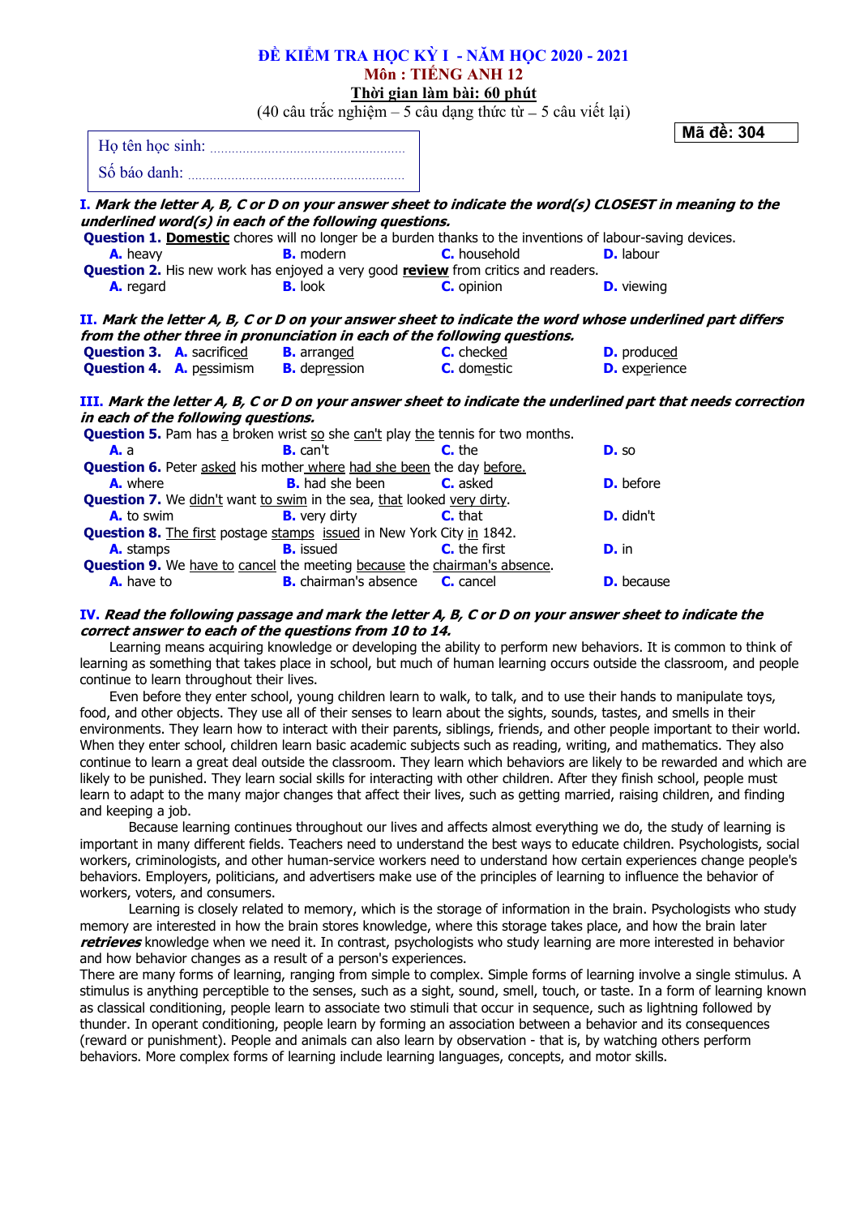**ĐỀ KIỂM TRA HỌC KỲ I - NĂM HỌC 2020 - 2021**

**Môn : TIẾNG ANH 12**

**Thời gian làm bài: 60 phút**

(40 câu trắc nghiệm – 5 câu dạng thức từ – 5 câu viết lại)

Họ tên học sinh: ......................................................

Số báo danh: ..............................................................

**Mã đề: 304**

**I. *Mark the letter A, B, C or D on your answer sheet to indicate the word(s) CLOSEST in meaning to the underlined word(s) in each of the following questions.***

**Question 1.** **Domestic** chores will no longer be a burden thanks to the inventions of labour-saving devices.
**A.** heavy **B.** modern **C.** household **D.** labour

**Question 2.** His new work has enjoyed a very good **review** from critics and readers.
**A.** regard **B.** look **C.** opinion **D.** viewing

**II. *Mark the letter A, B, C or D on your answer sheet to indicate the word whose underlined part differs from the other three in pronunciation in each of the following questions.***

**Question 3.** **A.** sacrificed **B.** arranged **C.** checked **D.** produced

**Question 4.** **A.** pessimism **B.** depression **C.** domestic **D.** experience

**III. *Mark the letter A, B, C or D on your answer sheet to indicate the underlined part that needs correction in each of the following questions.***

**Question 5.** Pam has a broken wrist so she can't play the tennis for two months.
**A.** a **B.** can't **C.** the **D.** so

**Question 6.** Peter asked his mother where had she been the day before.
**A.** where **B.** had she been **C.** asked **D.** before

**Question 7.** We didn't want to swim in the sea, that looked very dirty.
**A.** to swim **B.** very dirty **C.** that **D.** didn't

**Question 8.** The first postage stamps issued in New York City in 1842.
**A.** stamps **B.** issued **C.** the first **D.** in

**Question 9.** We have to cancel the meeting because the chairman's absence.
**A.** have to **B.** chairman's absence **C.** cancel **D.** because

**IV. *Read the following passage and mark the letter A, B, C or D on your answer sheet to indicate the correct answer to each of the questions from 10 to 14.***

Learning means acquiring knowledge or developing the ability to perform new behaviors. It is common to think of learning as something that takes place in school, but much of human learning occurs outside the classroom, and people continue to learn throughout their lives.

Even before they enter school, young children learn to walk, to talk, and to use their hands to manipulate toys, food, and other objects. They use all of their senses to learn about the sights, sounds, tastes, and smells in their environments. They learn how to interact with their parents, siblings, friends, and other people important to their world. When they enter school, children learn basic academic subjects such as reading, writing, and mathematics. They also continue to learn a great deal outside the classroom. They learn which behaviors are likely to be rewarded and which are likely to be punished. They learn social skills for interacting with other children. After they finish school, people must learn to adapt to the many major changes that affect their lives, such as getting married, raising children, and finding and keeping a job.

Because learning continues throughout our lives and affects almost everything we do, the study of learning is important in many different fields. Teachers need to understand the best ways to educate children. Psychologists, social workers, criminologists, and other human-service workers need to understand how certain experiences change people's behaviors. Employers, politicians, and advertisers make use of the principles of learning to influence the behavior of workers, voters, and consumers.

Learning is closely related to memory, which is the storage of information in the brain. Psychologists who study memory are interested in how the brain stores knowledge, where this storage takes place, and how the brain later ***retrieves*** knowledge when we need it. In contrast, psychologists who study learning are more interested in behavior and how behavior changes as a result of a person's experiences.

There are many forms of learning, ranging from simple to complex. Simple forms of learning involve a single stimulus. A stimulus is anything perceptible to the senses, such as a sight, sound, smell, touch, or taste. In a form of learning known as classical conditioning, people learn to associate two stimuli that occur in sequence, such as lightning followed by thunder. In operant conditioning, people learn by forming an association between a behavior and its consequences (reward or punishment). People and animals can also learn by observation - that is, by watching others perform behaviors. More complex forms of learning include learning languages, concepts, and motor skills.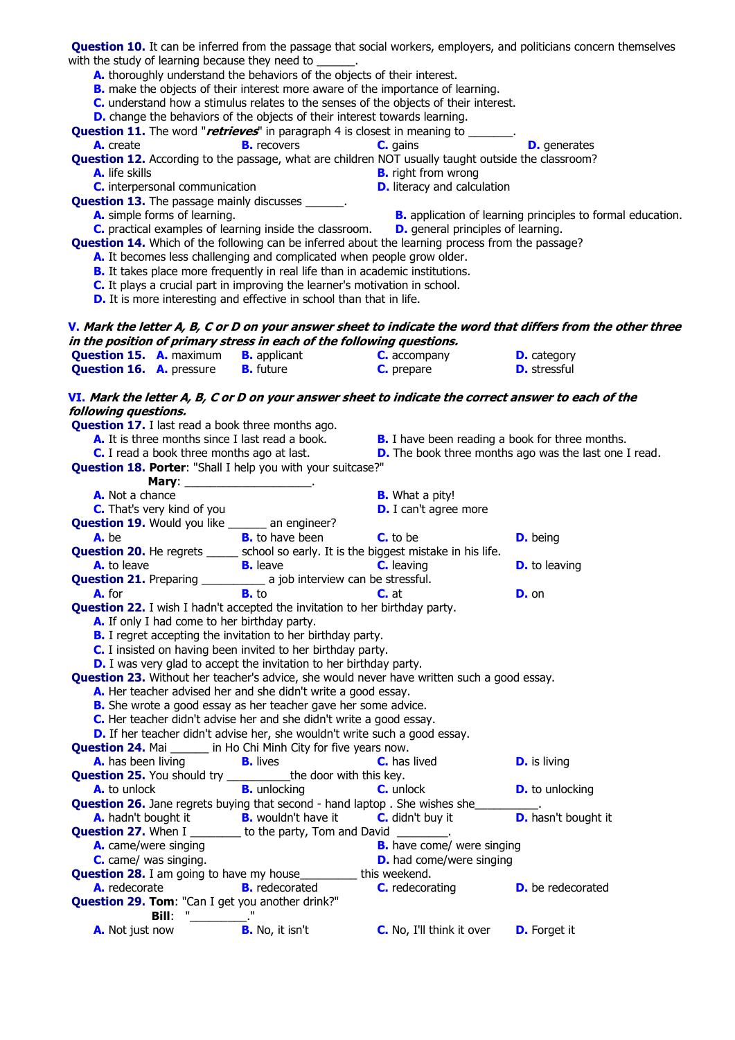**Question 10.** It can be inferred from the passage that social workers, employers, and politicians concern themselves with the study of learning because they need to ______.

**A.** thoroughly understand the behaviors of the objects of their interest.
**B.** make the objects of their interest more aware of the importance of learning.
**C.** understand how a stimulus relates to the senses of the objects of their interest.
**D.** change the behaviors of the objects of their interest towards learning.

**Question 11.** The word "***retrieves***" in paragraph 4 is closest in meaning to _______.

**A.** create **B.** recovers **C.** gains **D.** generates

**Question 12.** According to the passage, what are children NOT usually taught outside the classroom?

**A.** life skills **B.** right from wrong
**C.** interpersonal communication **D.** literacy and calculation

**Question 13.** The passage mainly discusses ______.

**A.** simple forms of learning. **B.** application of learning principles to formal education.
**C.** practical examples of learning inside the classroom. **D.** general principles of learning.

**Question 14.** Which of the following can be inferred about the learning process from the passage?

**A.** It becomes less challenging and complicated when people grow older.
**B.** It takes place more frequently in real life than in academic institutions.
**C.** It plays a crucial part in improving the learner's motivation in school.
**D.** It is more interesting and effective in school than that in life.

**V.** ***Mark the letter A, B, C or D on your answer sheet to indicate the word that differs from the other three in the position of primary stress in each of the following questions.***

**Question 15.** **A.** maximum **B.** applicant **C.** accompany **D.** category
**Question 16.** **A.** pressure **B.** future **C.** prepare **D.** stressful

**VI.** ***Mark the letter A, B, C or D on your answer sheet to indicate the correct answer to each of the following questions.***

**Question 17.** I last read a book three months ago.

**A.** It is three months since I last read a book. **B.** I have been reading a book for three months.
**C.** I read a book three months ago at last. **D.** The book three months ago was the last one I read.

**Question 18.** **Porter**: "Shall I help you with your suitcase?"
**Mary**: ____________________.

**A.** Not a chance **B.** What a pity!
**C.** That's very kind of you **D.** I can't agree more

**Question 19.** Would you like ______ an engineer?

**A.** be **B.** to have been **C.** to be **D.** being

**Question 20.** He regrets _____ school so early. It is the biggest mistake in his life.

**A.** to leave **B.** leave **C.** leaving **D.** to leaving

**Question 21.** Preparing __________ a job interview can be stressful.

**A.** for **B.** to **C.** at **D.** on

**Question 22.** I wish I hadn't accepted the invitation to her birthday party.

**A.** If only I had come to her birthday party.
**B.** I regret accepting the invitation to her birthday party.
**C.** I insisted on having been invited to her birthday party.
**D.** I was very glad to accept the invitation to her birthday party.

**Question 23.** Without her teacher's advice, she would never have written such a good essay.

**A.** Her teacher advised her and she didn't write a good essay.
**B.** She wrote a good essay as her teacher gave her some advice.
**C.** Her teacher didn't advise her and she didn't write a good essay.
**D.** If her teacher didn't advise her, she wouldn't write such a good essay.

**Question 24.** Mai ______ in Ho Chi Minh City for five years now.

**A.** has been living **B.** lives **C.** has lived **D.** is living

**Question 25.** You should try __________the door with this key.

**A.** to unlock **B.** unlocking **C.** unlock **D.** to unlocking

**Question 26.** Jane regrets buying that second - hand laptop . She wishes she__________.

**A.** hadn't bought it **B.** wouldn't have it **C.** didn't buy it **D.** hasn't bought it

**Question 27.** When I ________ to the party, Tom and David ________.

**A.** came/were singing **B.** have come/ were singing
**C.** came/ was singing. **D.** had come/were singing

**Question 28.** I am going to have my house_________ this weekend.

**A.** redecorate **B.** redecorated **C.** redecorating **D.** be redecorated

**Question 29.** **Tom**: "Can I get you another drink?"
**Bill**: "_________."

**A.** Not just now **B.** No, it isn't **C.** No, I'll think it over **D.** Forget it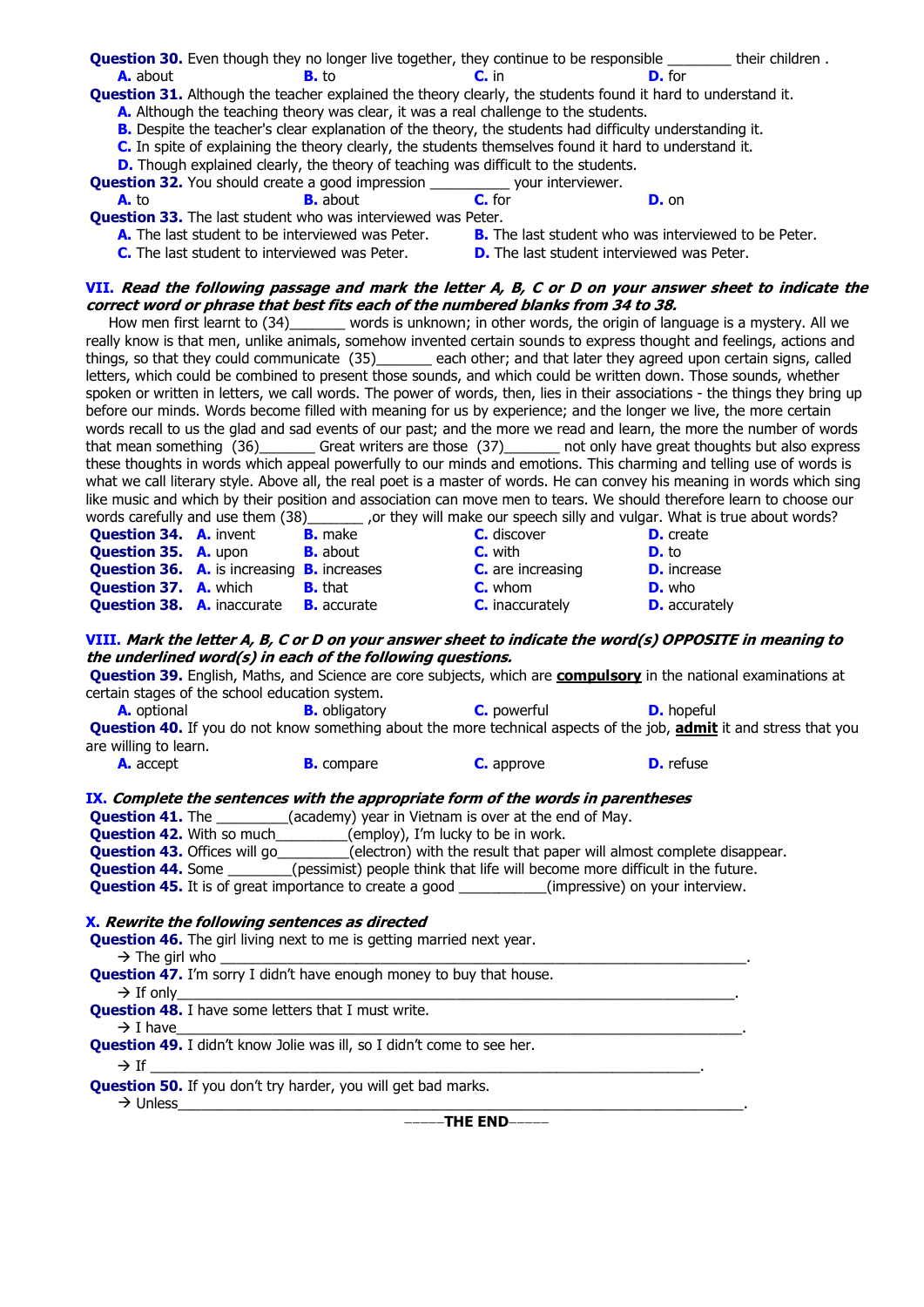**Question 30.** Even though they no longer live together, they continue to be responsible ________ their children .

A. about B. to C. in D. for

**Question 31.** Although the teacher explained the theory clearly, the students found it hard to understand it.

A. Although the teaching theory was clear, it was a real challenge to the students.

B. Despite the teacher's clear explanation of the theory, the students had difficulty understanding it.

C. In spite of explaining the theory clearly, the students themselves found it hard to understand it.

D. Though explained clearly, the theory of teaching was difficult to the students.

**Question 32.** You should create a good impression __________ your interviewer.

A. to B. about C. for D. on

**Question 33.** The last student who was interviewed was Peter.

A. The last student to be interviewed was Peter.

B. The last student who was interviewed to be Peter.

C. The last student to interviewed was Peter.

D. The last student interviewed was Peter.

## VII. *Read the following passage and mark the letter A, B, C or D on your answer sheet to indicate the correct word or phrase that best fits each of the numbered blanks from 34 to 38.*

How men first learnt to (34)_______ words is unknown; in other words, the origin of language is a mystery. All we really know is that men, unlike animals, somehow invented certain sounds to express thought and feelings, actions and things, so that they could communicate (35)_______ each other; and that later they agreed upon certain signs, called letters, which could be combined to present those sounds, and which could be written down. Those sounds, whether spoken or written in letters, we call words. The power of words, then, lies in their associations - the things they bring up before our minds. Words become filled with meaning for us by experience; and the longer we live, the more certain words recall to us the glad and sad events of our past; and the more we read and learn, the more the number of words that mean something (36)_______ Great writers are those (37)_______ not only have great thoughts but also express these thoughts in words which appeal powerfully to our minds and emotions. This charming and telling use of words is what we call literary style. Above all, the real poet is a master of words. He can convey his meaning in words which sing like music and which by their position and association can move men to tears. We should therefore learn to choose our words carefully and use them (38)_______ ,or they will make our speech silly and vulgar. What is true about words?

| | A | B | C | D |
|---|---|---|---|---|
| **Question 34.** | A. invent | B. make | C. discover | D. create |
| **Question 35.** | A. upon | B. about | C. with | D. to |
| **Question 36.** | A. is increasing | B. increases | C. are increasing | D. increase |
| **Question 37.** | A. which | B. that | C. whom | D. who |
| **Question 38.** | A. inaccurate | B. accurate | C. inaccurately | D. accurately |

## VIII. *Mark the letter A, B, C or D on your answer sheet to indicate the word(s) OPPOSITE in meaning to the underlined word(s) in each of the following questions.*

**Question 39.** English, Maths, and Science are core subjects, which are **compulsory** in the national examinations at certain stages of the school education system.

A. optional B. obligatory C. powerful D. hopeful

**Question 40.** If you do not know something about the more technical aspects of the job, **admit** it and stress that you are willing to learn.

A. accept B. compare C. approve D. refuse

## IX. *Complete the sentences with the appropriate form of the words in parentheses*

**Question 41.** The _________(academy) year in Vietnam is over at the end of May.

**Question 42.** With so much_________(employ), I'm lucky to be in work.

**Question 43.** Offices will go_________(electron) with the result that paper will almost complete disappear.

**Question 44.** Some ________(pessimist) people think that life will become more difficult in the future.

**Question 45.** It is of great importance to create a good ___________(impressive) on your interview.

## X. *Rewrite the following sentences as directed*

**Question 46.** The girl living next to me is getting married next year.

→ The girl who ________________________________________________________________.

**Question 47.** I'm sorry I didn't have enough money to buy that house.

→ If only________________________________________________________________.

**Question 48.** I have some letters that I must write.

→ I have________________________________________________________________.

**Question 49.** I didn't know Jolie was ill, so I didn't come to see her.

→ If ________________________________________________________________.

**Question 50.** If you don't try harder, you will get bad marks.

→ Unless________________________________________________________________.

-----**THE END**-----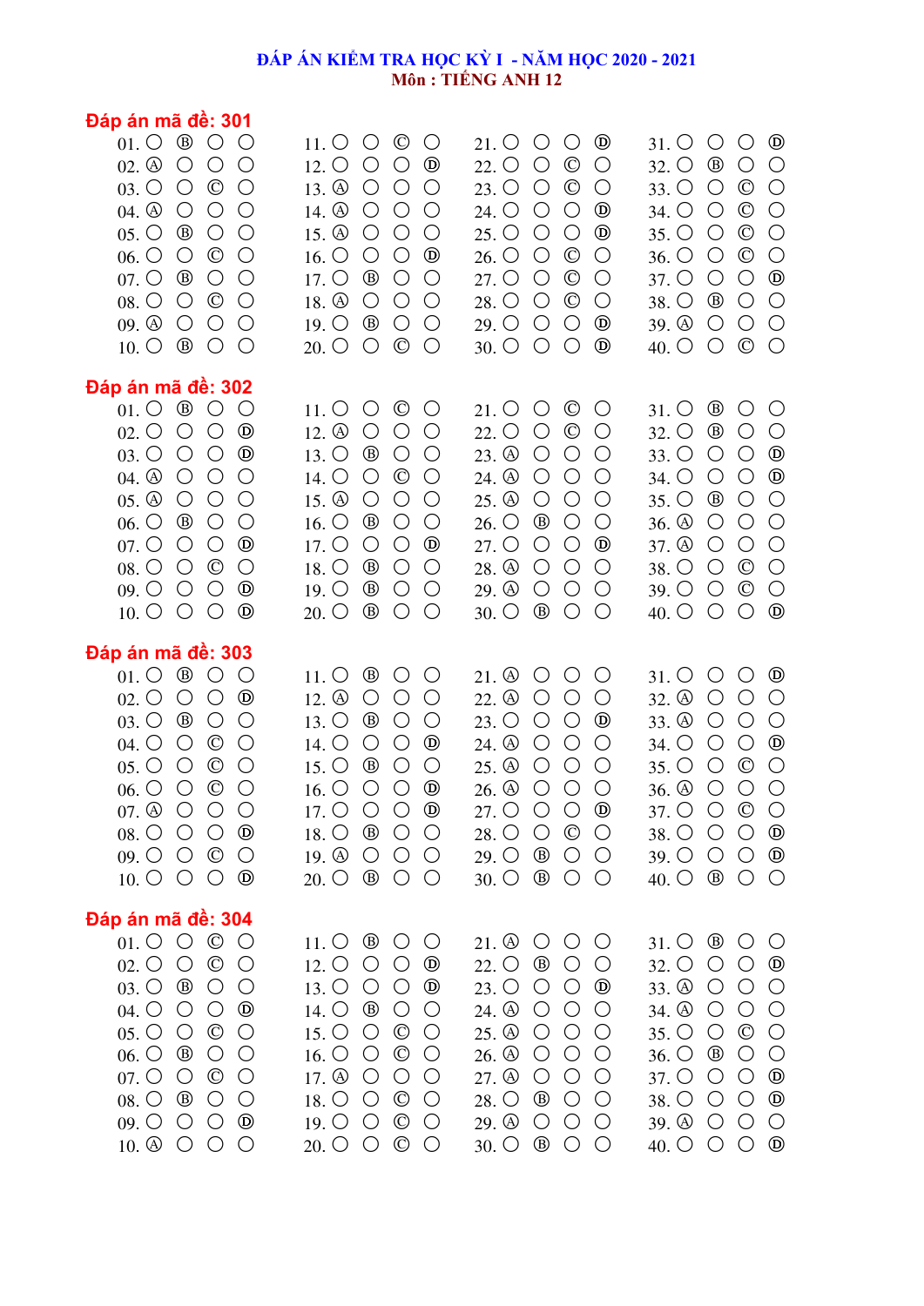# ĐÁP ÁN KIỂM TRA HỌC KỲ I - NĂM HỌC 2020 - 2021

## Môn : TIẾNG ANH 12

### Đáp án mã đề: 301

| Câu | Đáp án | Câu | Đáp án | Câu | Đáp án | Câu | Đáp án |
|---|---|---|---|---|---|---|---|
| 01 | B | 11 | C | 21 | D | 31 | D |
| 02 | A | 12 | D | 22 | C | 32 | B |
| 03 | C | 13 | A | 23 | C | 33 | C |
| 04 | A | 14 | A | 24 | D | 34 | C |
| 05 | B | 15 | A | 25 | D | 35 | C |
| 06 | C | 16 | D | 26 | C | 36 | C |
| 07 | B | 17 | B | 27 | C | 37 | D |
| 08 | C | 18 | A | 28 | C | 38 | B |
| 09 | A | 19 | B | 29 | D | 39 | A |
| 10 | B | 20 | C | 30 | D | 40 | C |

### Đáp án mã đề: 302

| Câu | Đáp án | Câu | Đáp án | Câu | Đáp án | Câu | Đáp án |
|---|---|---|---|---|---|---|---|
| 01 | B | 11 | C | 21 | C | 31 | B |
| 02 | D | 12 | A | 22 | C | 32 | B |
| 03 | D | 13 | B | 23 | A | 33 | D |
| 04 | A | 14 | C | 24 | A | 34 | D |
| 05 | A | 15 | A | 25 | A | 35 | B |
| 06 | B | 16 | B | 26 | B | 36 | A |
| 07 | D | 17 | D | 27 | D | 37 | A |
| 08 | C | 18 | B | 28 | A | 38 | C |
| 09 | D | 19 | B | 29 | A | 39 | C |
| 10 | D | 20 | B | 30 | B | 40 | D |

### Đáp án mã đề: 303

| Câu | Đáp án | Câu | Đáp án | Câu | Đáp án | Câu | Đáp án |
|---|---|---|---|---|---|---|---|
| 01 | B | 11 | B | 21 | A | 31 | D |
| 02 | D | 12 | A | 22 | A | 32 | A |
| 03 | B | 13 | B | 23 | D | 33 | A |
| 04 | C | 14 | D | 24 | A | 34 | D |
| 05 | C | 15 | B | 25 | A | 35 | C |
| 06 | C | 16 | D | 26 | A | 36 | A |
| 07 | A | 17 | D | 27 | D | 37 | C |
| 08 | D | 18 | B | 28 | C | 38 | D |
| 09 | C | 19 | A | 29 | B | 39 | D |
| 10 | D | 20 | B | 30 | B | 40 | B |

### Đáp án mã đề: 304

| Câu | Đáp án | Câu | Đáp án | Câu | Đáp án | Câu | Đáp án |
|---|---|---|---|---|---|---|---|
| 01 | C | 11 | B | 21 | A | 31 | B |
| 02 | C | 12 | D | 22 | B | 32 | D |
| 03 | B | 13 | D | 23 | D | 33 | A |
| 04 | D | 14 | B | 24 | A | 34 | A |
| 05 | C | 15 | C | 25 | A | 35 | C |
| 06 | B | 16 | C | 26 | A | 36 | B |
| 07 | C | 17 | A | 27 | A | 37 | D |
| 08 | B | 18 | C | 28 | B | 38 | D |
| 09 | D | 19 | C | 29 | A | 39 | A |
| 10 | A | 20 | C | 30 | B | 40 | D |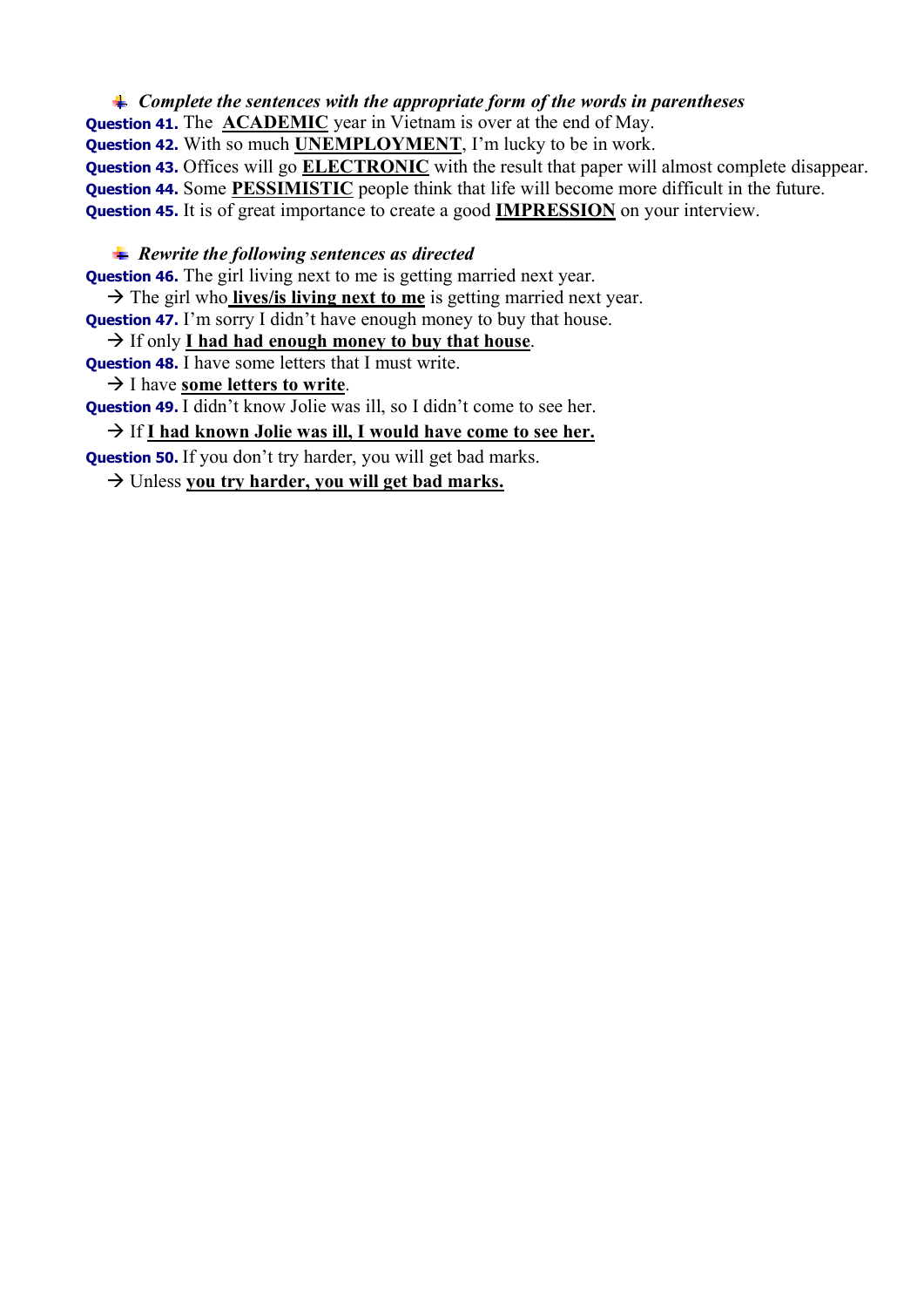***Complete the sentences with the appropriate form of the words in parentheses***

**Question 41.** The **ACADEMIC** year in Vietnam is over at the end of May.

**Question 42.** With so much **UNEMPLOYMENT**, I'm lucky to be in work.

**Question 43.** Offices will go **ELECTRONIC** with the result that paper will almost complete disappear.

**Question 44.** Some **PESSIMISTIC** people think that life will become more difficult in the future.

**Question 45.** It is of great importance to create a good **IMPRESSION** on your interview.

***Rewrite the following sentences as directed***

**Question 46.** The girl living next to me is getting married next year.

→ The girl who **lives/is living next to me** is getting married next year.

**Question 47.** I'm sorry I didn't have enough money to buy that house.

→ If only **I had had enough money to buy that house**.

**Question 48.** I have some letters that I must write.

→ I have **some letters to write**.

**Question 49.** I didn't know Jolie was ill, so I didn't come to see her.

→ If **I had known Jolie was ill, I would have come to see her.**

**Question 50.** If you don't try harder, you will get bad marks.

→ Unless **you try harder, you will get bad marks.**